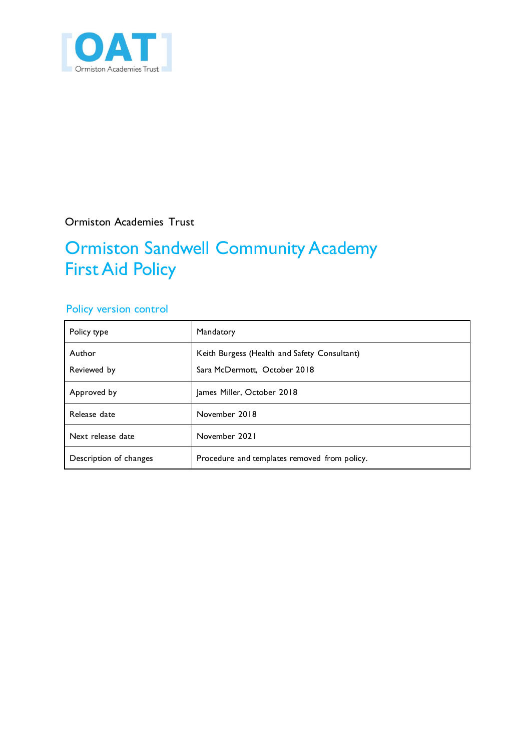Ormiston Academies Trust

# Ormiston Sandwell Community Academy First Aid Policy

## Policy version control

| Policy type | Mandatory |
| --- | --- |
| Author<br>Reviewed by | Keith Burgess (Health and Safety Consultant)<br>Sara McDermott, October 2018 |
| Approved by | James Miller, October 2018 |
| Release date | November 2018 |
| Next release date | November 2021 |
| Description of changes | Procedure and templates removed from policy. |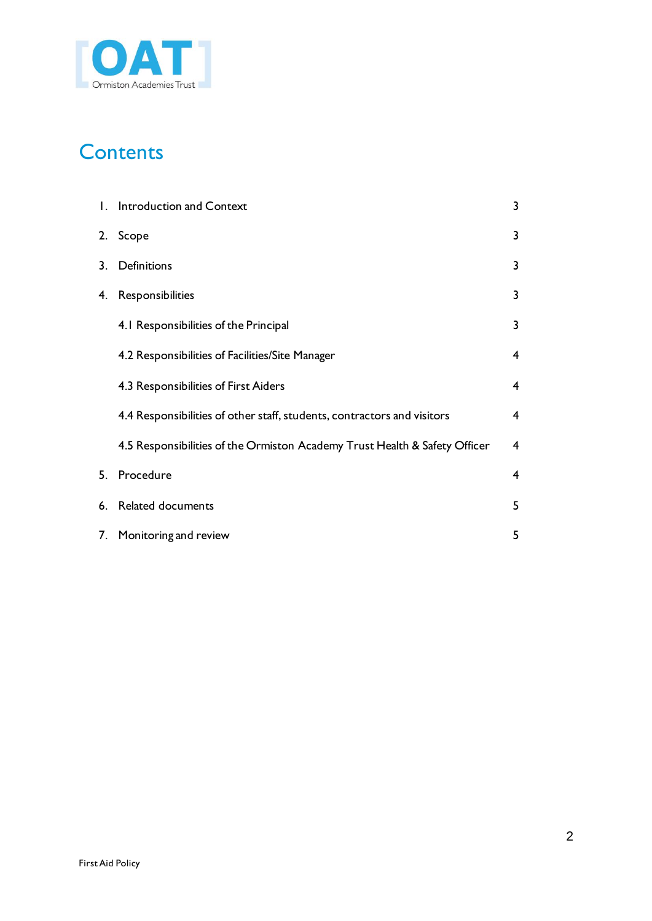# Contents

1. Introduction and Context 3
2. Scope 3
3. Definitions 3
4. Responsibilities 3
   - 4.1 Responsibilities of the Principal 3
   - 4.2 Responsibilities of Facilities/Site Manager 4
   - 4.3 Responsibilities of First Aiders 4
   - 4.4 Responsibilities of other staff, students, contractors and visitors 4
   - 4.5 Responsibilities of the Ormiston Academy Trust Health & Safety Officer 4
5. Procedure 4
6. Related documents 5
7. Monitoring and review 5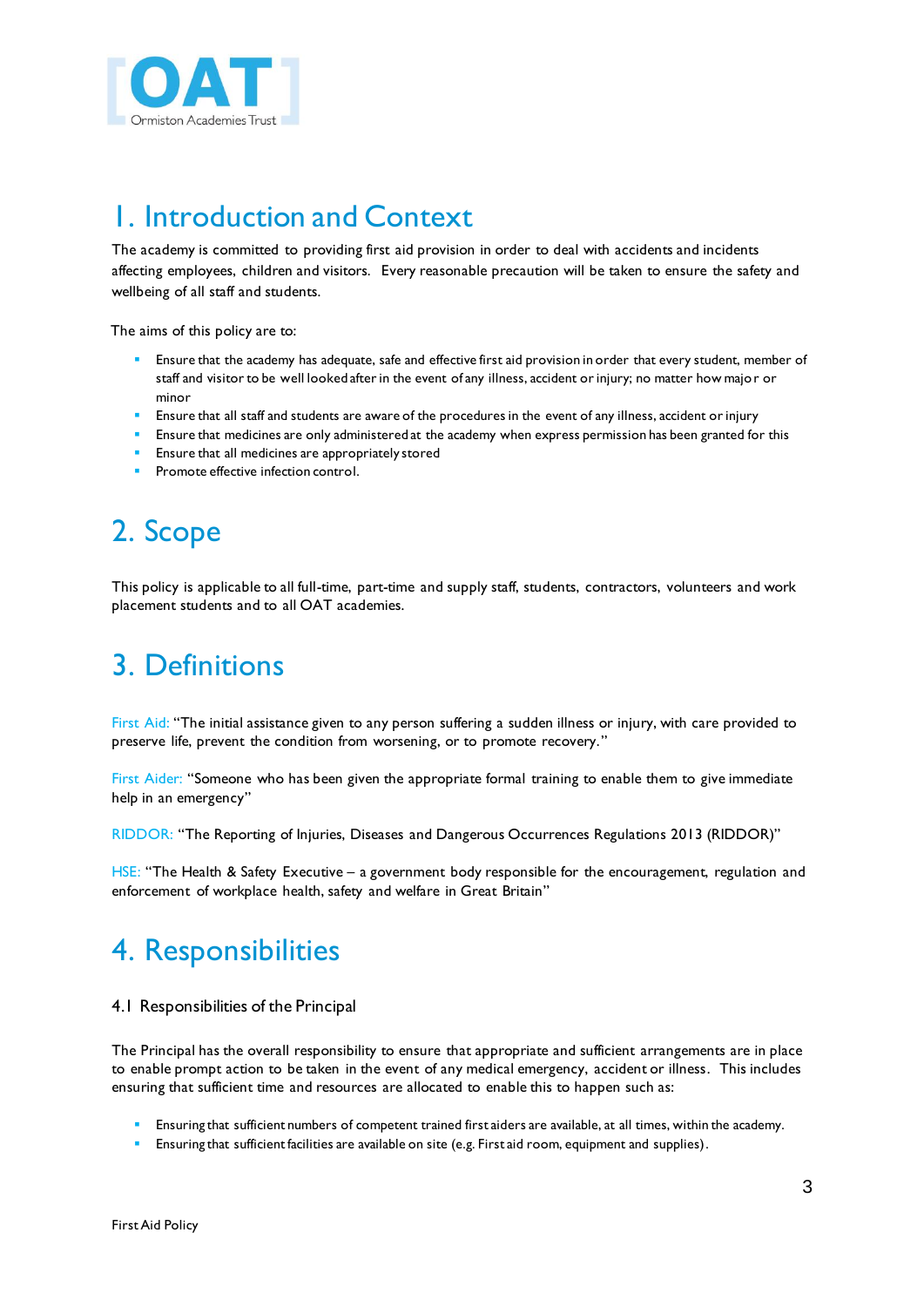# 1. Introduction and Context

The academy is committed to providing first aid provision in order to deal with accidents and incidents affecting employees, children and visitors. Every reasonable precaution will be taken to ensure the safety and wellbeing of all staff and students.

The aims of this policy are to:

- Ensure that the academy has adequate, safe and effective first aid provision in order that every student, member of staff and visitor to be well looked after in the event of any illness, accident or injury; no matter how major or minor
- Ensure that all staff and students are aware of the procedures in the event of any illness, accident or injury
- Ensure that medicines are only administered at the academy when express permission has been granted for this
- Ensure that all medicines are appropriately stored
- Promote effective infection control.

# 2. Scope

This policy is applicable to all full-time, part-time and supply staff, students, contractors, volunteers and work placement students and to all OAT academies.

# 3. Definitions

First Aid: "The initial assistance given to any person suffering a sudden illness or injury, with care provided to preserve life, prevent the condition from worsening, or to promote recovery."

First Aider: "Someone who has been given the appropriate formal training to enable them to give immediate help in an emergency"

RIDDOR: "The Reporting of Injuries, Diseases and Dangerous Occurrences Regulations 2013 (RIDDOR)"

HSE: "The Health & Safety Executive – a government body responsible for the encouragement, regulation and enforcement of workplace health, safety and welfare in Great Britain"

# 4. Responsibilities

## 4.1 Responsibilities of the Principal

The Principal has the overall responsibility to ensure that appropriate and sufficient arrangements are in place to enable prompt action to be taken in the event of any medical emergency, accident or illness. This includes ensuring that sufficient time and resources are allocated to enable this to happen such as:

- Ensuring that sufficient numbers of competent trained first aiders are available, at all times, within the academy.
- Ensuring that sufficient facilities are available on site (e.g. First aid room, equipment and supplies).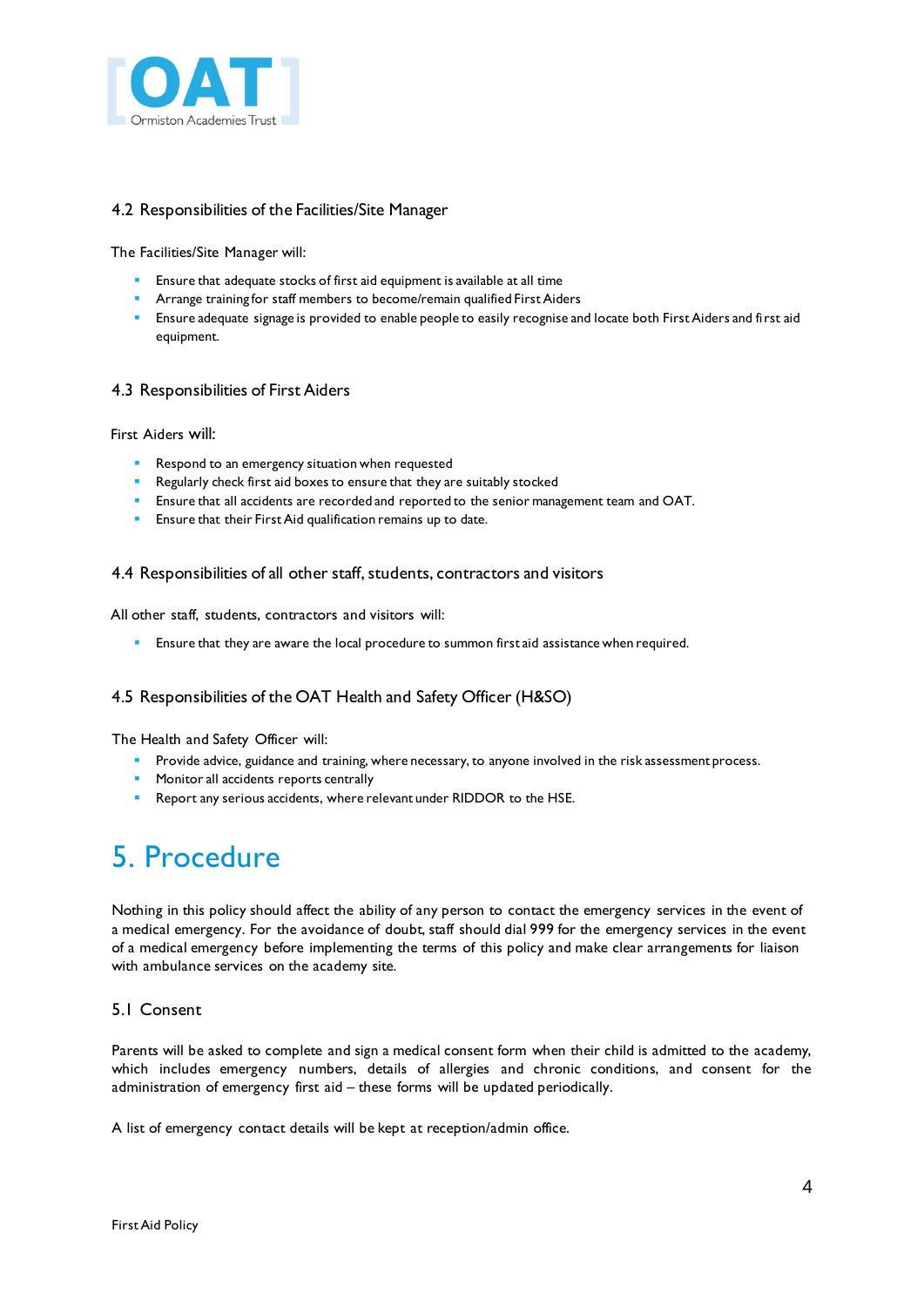### 4.2 Responsibilities of the Facilities/Site Manager

The Facilities/Site Manager will:

- Ensure that adequate stocks of first aid equipment is available at all time
- Arrange training for staff members to become/remain qualified First Aiders
- Ensure adequate signage is provided to enable people to easily recognise and locate both First Aiders and first aid equipment.

### 4.3 Responsibilities of First Aiders

First Aiders will:

- Respond to an emergency situation when requested
- Regularly check first aid boxes to ensure that they are suitably stocked
- Ensure that all accidents are recorded and reported to the senior management team and OAT.
- Ensure that their First Aid qualification remains up to date.

### 4.4 Responsibilities of all other staff, students, contractors and visitors

All other staff, students, contractors and visitors will:

- Ensure that they are aware the local procedure to summon first aid assistance when required.

### 4.5 Responsibilities of the OAT Health and Safety Officer (H&SO)

The Health and Safety Officer will:

- Provide advice, guidance and training, where necessary, to anyone involved in the risk assessment process.
- Monitor all accidents reports centrally
- Report any serious accidents, where relevant under RIDDOR to the HSE.

# 5. Procedure

Nothing in this policy should affect the ability of any person to contact the emergency services in the event of a medical emergency. For the avoidance of doubt, staff should dial 999 for the emergency services in the event of a medical emergency before implementing the terms of this policy and make clear arrangements for liaison with ambulance services on the academy site.

### 5.1 Consent

Parents will be asked to complete and sign a medical consent form when their child is admitted to the academy, which includes emergency numbers, details of allergies and chronic conditions, and consent for the administration of emergency first aid – these forms will be updated periodically.

A list of emergency contact details will be kept at reception/admin office.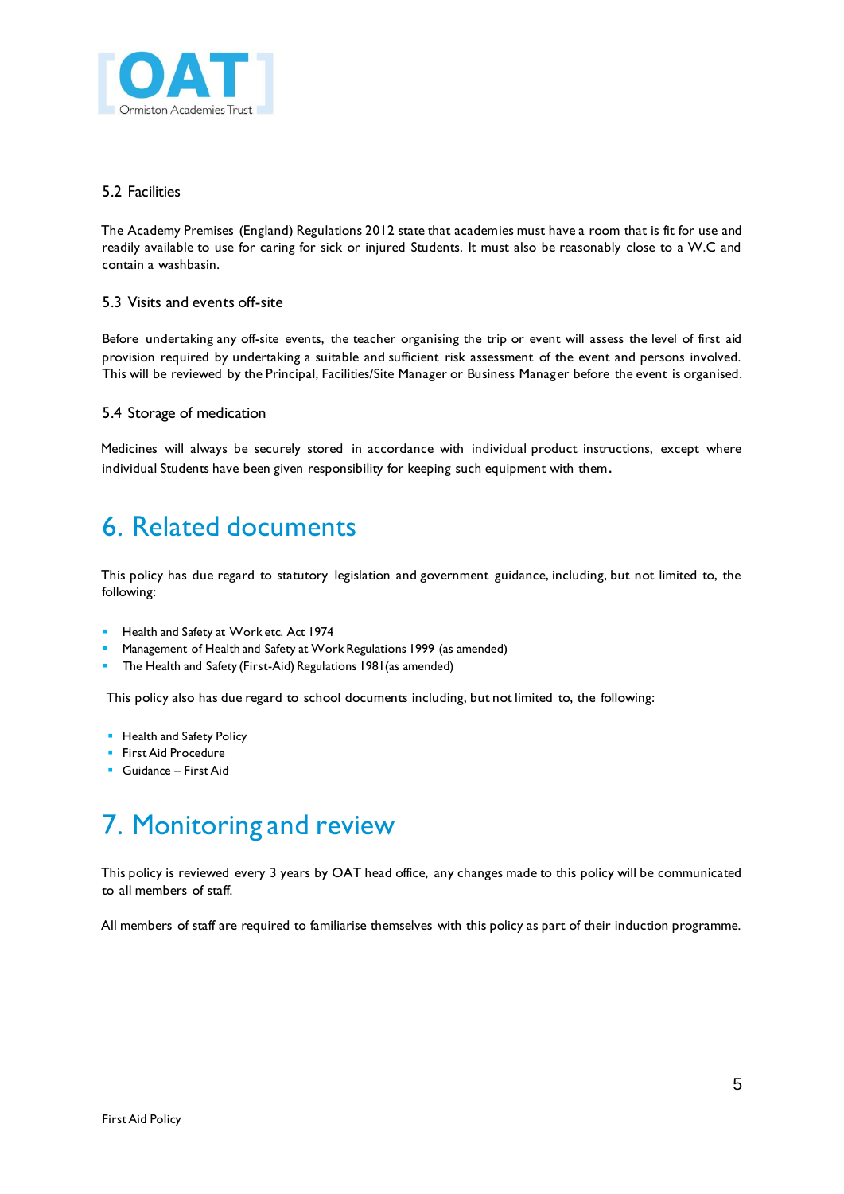### 5.2 Facilities

The Academy Premises (England) Regulations 2012 state that academies must have a room that is fit for use and readily available to use for caring for sick or injured Students. It must also be reasonably close to a W.C and contain a washbasin.

### 5.3 Visits and events off-site

Before undertaking any off-site events, the teacher organising the trip or event will assess the level of first aid provision required by undertaking a suitable and sufficient risk assessment of the event and persons involved. This will be reviewed by the Principal, Facilities/Site Manager or Business Manager before the event is organised.

### 5.4 Storage of medication

Medicines will always be securely stored in accordance with individual product instructions, except where individual Students have been given responsibility for keeping such equipment with them.

## 6. Related documents

This policy has due regard to statutory legislation and government guidance, including, but not limited to, the following:

- Health and Safety at Work etc. Act 1974
- Management of Health and Safety at Work Regulations 1999 (as amended)
- The Health and Safety (First-Aid) Regulations 1981 (as amended)

This policy also has due regard to school documents including, but not limited to, the following:

- Health and Safety Policy
- First Aid Procedure
- Guidance – First Aid

## 7. Monitoring and review

This policy is reviewed every 3 years by OAT head office, any changes made to this policy will be communicated to all members of staff.

All members of staff are required to familiarise themselves with this policy as part of their induction programme.